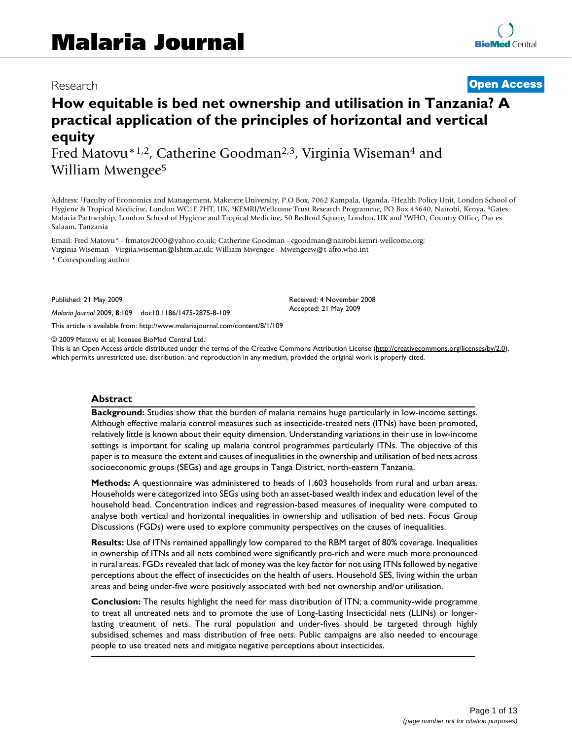Research **Open Access**

# How equitable is bed net ownership and utilisation in Tanzania? A practical application of the principles of horizontal and vertical equity

Fred Matovu*[1,2], Catherine Goodman[2,3], Virginia Wiseman[4] and William Mwengee[5]

Address: [1]Faculty of Economics and Management, Makerere University, P.O Box, 7062 Kampala, Uganda, [2]Health Policy Unit, London School of Hygiene & Tropical Medicine, London WC1E 7HT, UK, [3]KEMRI/Wellcome Trust Research Programme, PO Box 43640, Nairobi, Kenya, [4]Gates Malaria Partnership, London School of Hygiene and Tropical Medicine, 50 Bedford Square, London, UK and [5]WHO, Country Office, Dar es Salaam, Tanzania

Email: Fred Matovu* - frmatov2000@yahoo.co.uk; Catherine Goodman - cgoodman@nairobi.kemri-wellcome.org; Virginia Wiseman - Virgiia.wiseman@lshtm.ac.uk; William Mwengee - Mwengeew@t-afro.who.int

\* Corresponding author

Published: 21 May 2009

*Malaria Journal* 2009, **8**:109 doi:10.1186/1475-2875-8-109

Received: 4 November 2008
Accepted: 21 May 2009

This article is available from: http://www.malariajournal.com/content/8/1/109

© 2009 Matovu et al; licensee BioMed Central Ltd.
This is an Open Access article distributed under the terms of the Creative Commons Attribution License (http://creativecommons.org/licenses/by/2.0), which permits unrestricted use, distribution, and reproduction in any medium, provided the original work is properly cited.

## Abstract

**Background:** Studies show that the burden of malaria remains huge particularly in low-income settings. Although effective malaria control measures such as insecticide-treated nets (ITNs) have been promoted, relatively little is known about their equity dimension. Understanding variations in their use in low-income settings is important for scaling up malaria control programmes particularly ITNs. The objective of this paper is to measure the extent and causes of inequalities in the ownership and utilisation of bed nets across socioeconomic groups (SEGs) and age groups in Tanga District, north-eastern Tanzania.

**Methods:** A questionnaire was administered to heads of 1,603 households from rural and urban areas. Households were categorized into SEGs using both an asset-based wealth index and education level of the household head. Concentration indices and regression-based measures of inequality were computed to analyse both vertical and horizontal inequalities in ownership and utilisation of bed nets. Focus Group Discussions (FGDs) were used to explore community perspectives on the causes of inequalities.

**Results:** Use of ITNs remained appallingly low compared to the RBM target of 80% coverage. Inequalities in ownership of ITNs and all nets combined were significantly pro-rich and were much more pronounced in rural areas. FGDs revealed that lack of money was the key factor for not using ITNs followed by negative perceptions about the effect of insecticides on the health of users. Household SES, living within the urban areas and being under-five were positively associated with bed net ownership and/or utilisation.

**Conclusion:** The results highlight the need for mass distribution of ITN; a community-wide programme to treat all untreated nets and to promote the use of Long-Lasting Insecticidal nets (LLINs) or longer-lasting treatment of nets. The rural population and under-fives should be targeted through highly subsidised schemes and mass distribution of free nets. Public campaigns are also needed to encourage people to use treated nets and mitigate negative perceptions about insecticides.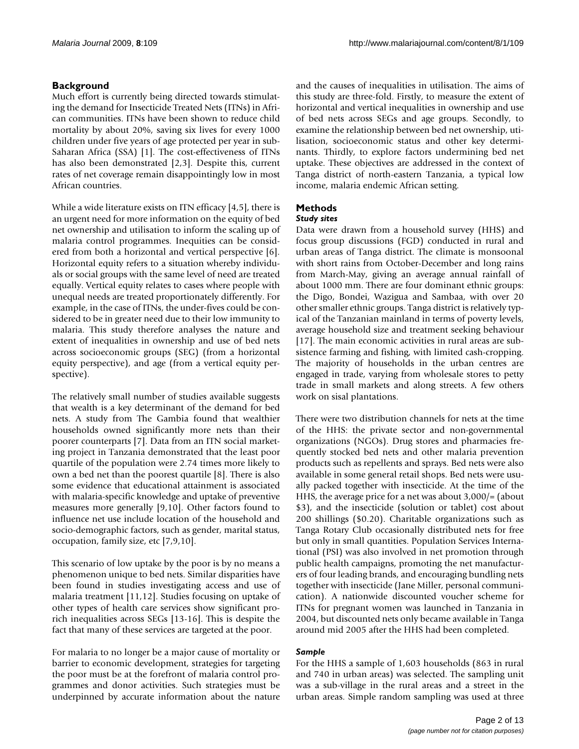## Background

Much effort is currently being directed towards stimulating the demand for Insecticide Treated Nets (ITNs) in African communities. ITNs have been shown to reduce child mortality by about 20%, saving six lives for every 1000 children under five years of age protected per year in sub-Saharan Africa (SSA) [1]. The cost-effectiveness of ITNs has also been demonstrated [2,3]. Despite this, current rates of net coverage remain disappointingly low in most African countries.

While a wide literature exists on ITN efficacy [4,5], there is an urgent need for more information on the equity of bed net ownership and utilisation to inform the scaling up of malaria control programmes. Inequities can be considered from both a horizontal and vertical perspective [6]. Horizontal equity refers to a situation whereby individuals or social groups with the same level of need are treated equally. Vertical equity relates to cases where people with unequal needs are treated proportionately differently. For example, in the case of ITNs, the under-fives could be considered to be in greater need due to their low immunity to malaria. This study therefore analyses the nature and extent of inequalities in ownership and use of bed nets across socioeconomic groups (SEG) (from a horizontal equity perspective), and age (from a vertical equity perspective).

The relatively small number of studies available suggests that wealth is a key determinant of the demand for bed nets. A study from The Gambia found that wealthier households owned significantly more nets than their poorer counterparts [7]. Data from an ITN social marketing project in Tanzania demonstrated that the least poor quartile of the population were 2.74 times more likely to own a bed net than the poorest quartile [8]. There is also some evidence that educational attainment is associated with malaria-specific knowledge and uptake of preventive measures more generally [9,10]. Other factors found to influence net use include location of the household and socio-demographic factors, such as gender, marital status, occupation, family size, etc [7,9,10].

This scenario of low uptake by the poor is by no means a phenomenon unique to bed nets. Similar disparities have been found in studies investigating access and use of malaria treatment [11,12]. Studies focusing on uptake of other types of health care services show significant pro-rich inequalities across SEGs [13-16]. This is despite the fact that many of these services are targeted at the poor.

For malaria to no longer be a major cause of mortality or barrier to economic development, strategies for targeting the poor must be at the forefront of malaria control programmes and donor activities. Such strategies must be underpinned by accurate information about the nature and the causes of inequalities in utilisation. The aims of this study are three-fold. Firstly, to measure the extent of horizontal and vertical inequalities in ownership and use of bed nets across SEGs and age groups. Secondly, to examine the relationship between bed net ownership, utilisation, socioeconomic status and other key determinants. Thirdly, to explore factors undermining bed net uptake. These objectives are addressed in the context of Tanga district of north-eastern Tanzania, a typical low income, malaria endemic African setting.

## Methods

### *Study sites*

Data were drawn from a household survey (HHS) and focus group discussions (FGD) conducted in rural and urban areas of Tanga district. The climate is monsoonal with short rains from October-December and long rains from March-May, giving an average annual rainfall of about 1000 mm. There are four dominant ethnic groups: the Digo, Bondei, Wazigua and Sambaa, with over 20 other smaller ethnic groups. Tanga district is relatively typical of the Tanzanian mainland in terms of poverty levels, average household size and treatment seeking behaviour [17]. The main economic activities in rural areas are subsistence farming and fishing, with limited cash-cropping. The majority of households in the urban centres are engaged in trade, varying from wholesale stores to petty trade in small markets and along streets. A few others work on sisal plantations.

There were two distribution channels for nets at the time of the HHS: the private sector and non-governmental organizations (NGOs). Drug stores and pharmacies frequently stocked bed nets and other malaria prevention products such as repellents and sprays. Bed nets were also available in some general retail shops. Bed nets were usually packed together with insecticide. At the time of the HHS, the average price for a net was about 3,000/= (about $3), and the insecticide (solution or tablet) cost about 200 shillings ($0.20). Charitable organizations such as Tanga Rotary Club occasionally distributed nets for free but only in small quantities. Population Services International (PSI) was also involved in net promotion through public health campaigns, promoting the net manufacturers of four leading brands, and encouraging bundling nets together with insecticide (Jane Miller, personal communication). A nationwide discounted voucher scheme for ITNs for pregnant women was launched in Tanzania in 2004, but discounted nets only became available in Tanga around mid 2005 after the HHS had been completed.

### *Sample*

For the HHS a sample of 1,603 households (863 in rural and 740 in urban areas) was selected. The sampling unit was a sub-village in the rural areas and a street in the urban areas. Simple random sampling was used at three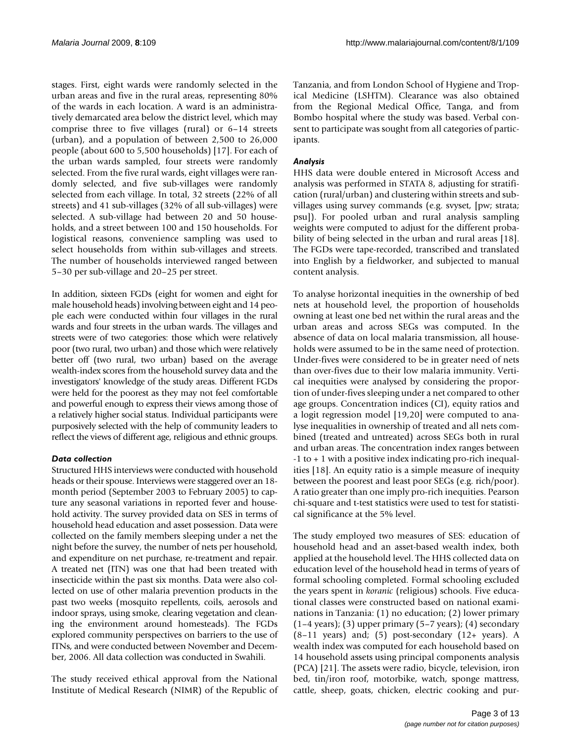stages. First, eight wards were randomly selected in the urban areas and five in the rural areas, representing 80% of the wards in each location. A ward is an administratively demarcated area below the district level, which may comprise three to five villages (rural) or 6–14 streets (urban), and a population of between 2,500 to 26,000 people (about 600 to 5,500 households) [17]. For each of the urban wards sampled, four streets were randomly selected. From the five rural wards, eight villages were randomly selected, and five sub-villages were randomly selected from each village. In total, 32 streets (22% of all streets) and 41 sub-villages (32% of all sub-villages) were selected. A sub-village had between 20 and 50 households, and a street between 100 and 150 households. For logistical reasons, convenience sampling was used to select households from within sub-villages and streets. The number of households interviewed ranged between 5–30 per sub-village and 20–25 per street.

In addition, sixteen FGDs (eight for women and eight for male household heads) involving between eight and 14 people each were conducted within four villages in the rural wards and four streets in the urban wards. The villages and streets were of two categories: those which were relatively poor (two rural, two urban) and those which were relatively better off (two rural, two urban) based on the average wealth-index scores from the household survey data and the investigators' knowledge of the study areas. Different FGDs were held for the poorest as they may not feel comfortable and powerful enough to express their views among those of a relatively higher social status. Individual participants were purposively selected with the help of community leaders to reflect the views of different age, religious and ethnic groups.

### *Data collection*

Structured HHS interviews were conducted with household heads or their spouse. Interviews were staggered over an 18-month period (September 2003 to February 2005) to capture any seasonal variations in reported fever and household activity. The survey provided data on SES in terms of household head education and asset possession. Data were collected on the family members sleeping under a net the night before the survey, the number of nets per household, and expenditure on net purchase, re-treatment and repair. A treated net (ITN) was one that had been treated with insecticide within the past six months. Data were also collected on use of other malaria prevention products in the past two weeks (mosquito repellents, coils, aerosols and indoor sprays, using smoke, clearing vegetation and cleaning the environment around homesteads). The FGDs explored community perspectives on barriers to the use of ITNs, and were conducted between November and December, 2006. All data collection was conducted in Swahili.

The study received ethical approval from the National Institute of Medical Research (NIMR) of the Republic of Tanzania, and from London School of Hygiene and Tropical Medicine (LSHTM). Clearance was also obtained from the Regional Medical Office, Tanga, and from Bombo hospital where the study was based. Verbal consent to participate was sought from all categories of participants.

### *Analysis*

HHS data were double entered in Microsoft Access and analysis was performed in STATA 8, adjusting for stratification (rural/urban) and clustering within streets and sub-villages using survey commands (e.g. svyset, [pw; strata; psu]). For pooled urban and rural analysis sampling weights were computed to adjust for the different probability of being selected in the urban and rural areas [18]. The FGDs were tape-recorded, transcribed and translated into English by a fieldworker, and subjected to manual content analysis.

To analyse horizontal inequities in the ownership of bed nets at household level, the proportion of households owning at least one bed net within the rural areas and the urban areas and across SEGs was computed. In the absence of data on local malaria transmission, all households were assumed to be in the same need of protection. Under-fives were considered to be in greater need of nets than over-fives due to their low malaria immunity. Vertical inequities were analysed by considering the proportion of under-fives sleeping under a net compared to other age groups. Concentration indices (CI), equity ratios and a logit regression model [19,20] were computed to analyse inequalities in ownership of treated and all nets combined (treated and untreated) across SEGs both in rural and urban areas. The concentration index ranges between -1 to + 1 with a positive index indicating pro-rich inequalities [18]. An equity ratio is a simple measure of inequity between the poorest and least poor SEGs (e.g. rich/poor). A ratio greater than one imply pro-rich inequities. Pearson chi-square and t-test statistics were used to test for statistical significance at the 5% level.

The study employed two measures of SES: education of household head and an asset-based wealth index, both applied at the household level. The HHS collected data on education level of the household head in terms of years of formal schooling completed. Formal schooling excluded the years spent in *koranic* (religious) schools. Five educational classes were constructed based on national examinations in Tanzania: (1) no education; (2) lower primary (1–4 years); (3) upper primary (5–7 years); (4) secondary (8–11 years) and; (5) post-secondary (12+ years). A wealth index was computed for each household based on 14 household assets using principal components analysis (PCA) [21]. The assets were radio, bicycle, television, iron bed, tin/iron roof, motorbike, watch, sponge mattress, cattle, sheep, goats, chicken, electric cooking and pur-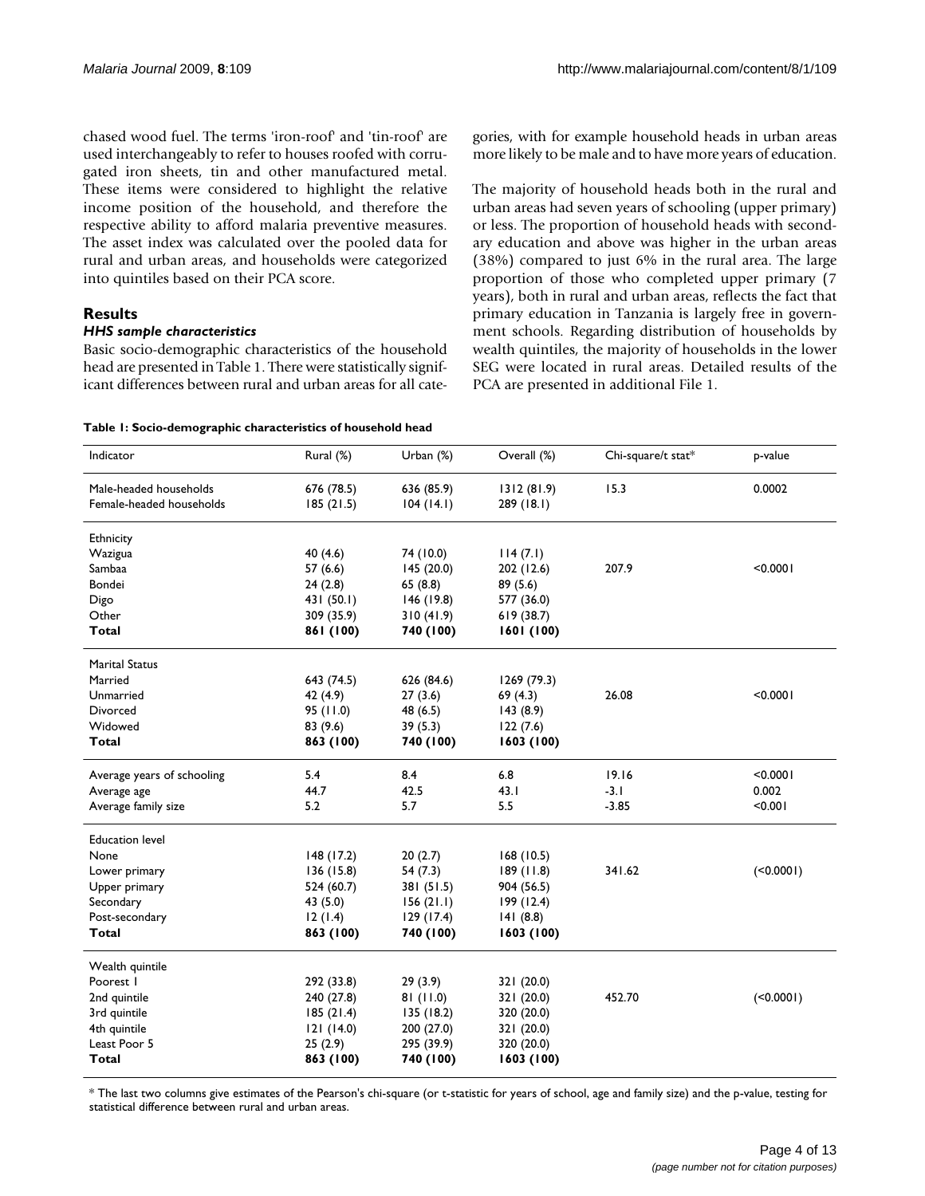chased wood fuel. The terms 'iron-roof' and 'tin-roof' are used interchangeably to refer to houses roofed with corrugated iron sheets, tin and other manufactured metal. These items were considered to highlight the relative income position of the household, and therefore the respective ability to afford malaria preventive measures. The asset index was calculated over the pooled data for rural and urban areas, and households were categorized into quintiles based on their PCA score.

## Results

### *HHS sample characteristics*

Basic socio-demographic characteristics of the household head are presented in Table 1. There were statistically significant differences between rural and urban areas for all categories, with for example household heads in urban areas more likely to be male and to have more years of education.

The majority of household heads both in the rural and urban areas had seven years of schooling (upper primary) or less. The proportion of household heads with secondary education and above was higher in the urban areas (38%) compared to just 6% in the rural area. The large proportion of those who completed upper primary (7 years), both in rural and urban areas, reflects the fact that primary education in Tanzania is largely free in government schools. Regarding distribution of households by wealth quintiles, the majority of households in the lower SEG were located in rural areas. Detailed results of the PCA are presented in additional File 1.

**Table 1: Socio-demographic characteristics of household head**

| Indicator | Rural (%) | Urban (%) | Overall (%) | Chi-square/t stat* | p-value |
|---|---|---|---|---|---|
| Male-headed households | 676 (78.5) | 636 (85.9) | 1312 (81.9) | 15.3 | 0.0002 |
| Female-headed households | 185 (21.5) | 104 (14.1) | 289 (18.1) | | |
| Ethnicity | | | | | |
| Wazigua | 40 (4.6) | 74 (10.0) | 114 (7.1) | | |
| Sambaa | 57 (6.6) | 145 (20.0) | 202 (12.6) | 207.9 | <0.0001 |
| Bondei | 24 (2.8) | 65 (8.8) | 89 (5.6) | | |
| Digo | 431 (50.1) | 146 (19.8) | 577 (36.0) | | |
| Other | 309 (35.9) | 310 (41.9) | 619 (38.7) | | |
| **Total** | **861 (100)** | **740 (100)** | **1601 (100)** | | |
| Marital Status | | | | | |
| Married | 643 (74.5) | 626 (84.6) | 1269 (79.3) | | |
| Unmarried | 42 (4.9) | 27 (3.6) | 69 (4.3) | 26.08 | <0.0001 |
| Divorced | 95 (11.0) | 48 (6.5) | 143 (8.9) | | |
| Widowed | 83 (9.6) | 39 (5.3) | 122 (7.6) | | |
| **Total** | **863 (100)** | **740 (100)** | **1603 (100)** | | |
| Average years of schooling | 5.4 | 8.4 | 6.8 | 19.16 | <0.0001 |
| Average age | 44.7 | 42.5 | 43.1 | -3.1 | 0.002 |
| Average family size | 5.2 | 5.7 | 5.5 | -3.85 | <0.001 |
| Education level | | | | | |
| None | 148 (17.2) | 20 (2.7) | 168 (10.5) | | |
| Lower primary | 136 (15.8) | 54 (7.3) | 189 (11.8) | 341.62 | (<0.0001) |
| Upper primary | 524 (60.7) | 381 (51.5) | 904 (56.5) | | |
| Secondary | 43 (5.0) | 156 (21.1) | 199 (12.4) | | |
| Post-secondary | 12 (1.4) | 129 (17.4) | 141 (8.8) | | |
| **Total** | **863 (100)** | **740 (100)** | **1603 (100)** | | |
| Wealth quintile | | | | | |
| Poorest 1 | 292 (33.8) | 29 (3.9) | 321 (20.0) | | |
| 2nd quintile | 240 (27.8) | 81 (11.0) | 321 (20.0) | 452.70 | (<0.0001) |
| 3rd quintile | 185 (21.4) | 135 (18.2) | 320 (20.0) | | |
| 4th quintile | 121 (14.0) | 200 (27.0) | 321 (20.0) | | |
| Least Poor 5 | 25 (2.9) | 295 (39.9) | 320 (20.0) | | |
| **Total** | **863 (100)** | **740 (100)** | **1603 (100)** | | |

* The last two columns give estimates of the Pearson's chi-square (or t-statistic for years of school, age and family size) and the p-value, testing for statistical difference between rural and urban areas.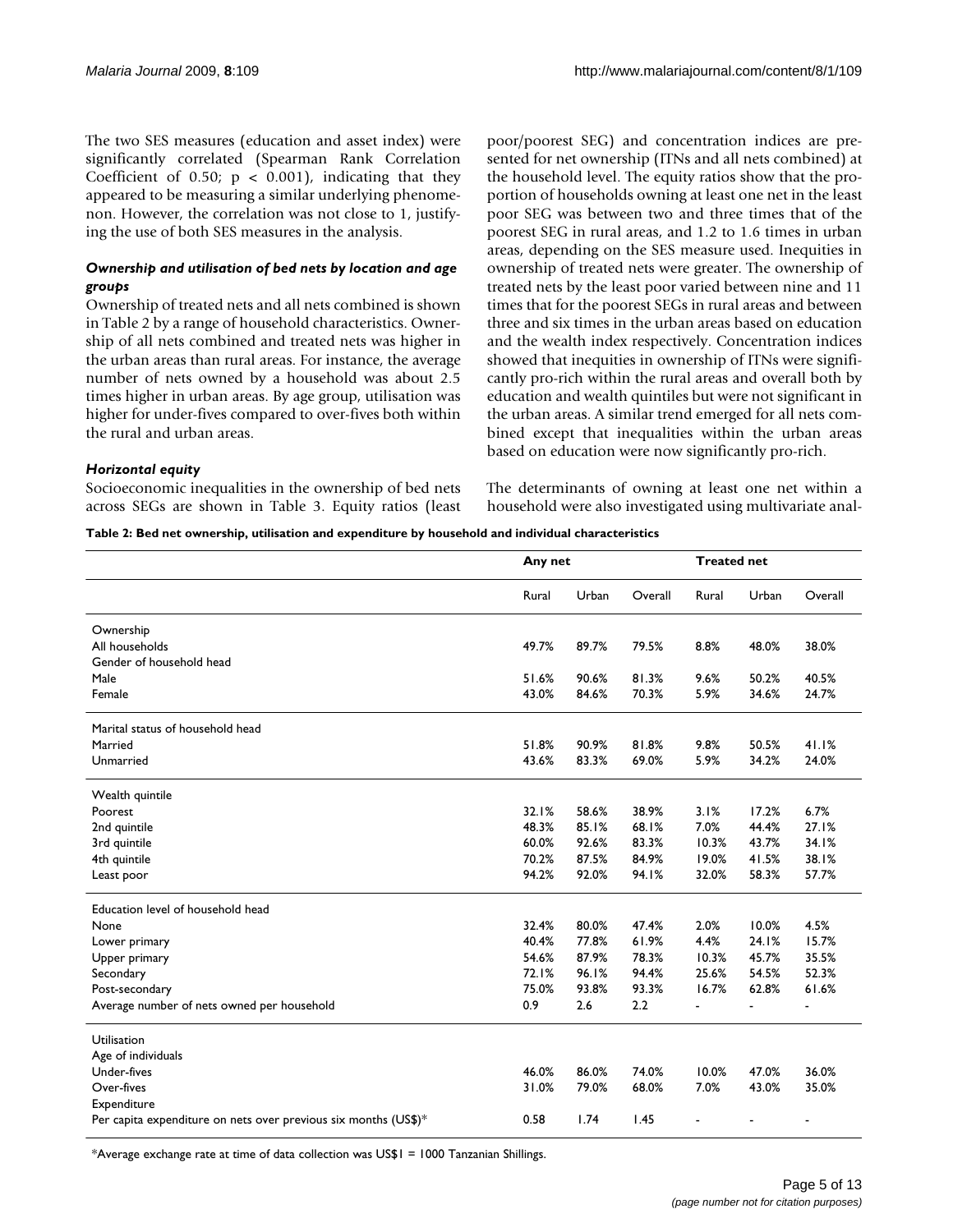The two SES measures (education and asset index) were significantly correlated (Spearman Rank Correlation Coefficient of 0.50; $p < 0.001$), indicating that they appeared to be measuring a similar underlying phenomenon. However, the correlation was not close to 1, justifying the use of both SES measures in the analysis.

### *Ownership and utilisation of bed nets by location and age groups*

Ownership of treated nets and all nets combined is shown in Table 2 by a range of household characteristics. Ownership of all nets combined and treated nets was higher in the urban areas than rural areas. For instance, the average number of nets owned by a household was about 2.5 times higher in urban areas. By age group, utilisation was higher for under-fives compared to over-fives both within the rural and urban areas.

### *Horizontal equity*

Socioeconomic inequalities in the ownership of bed nets across SEGs are shown in Table 3. Equity ratios (least poor/poorest SEG) and concentration indices are presented for net ownership (ITNs and all nets combined) at the household level. The equity ratios show that the proportion of households owning at least one net in the least poor SEG was between two and three times that of the poorest SEG in rural areas, and 1.2 to 1.6 times in urban areas, depending on the SES measure used. Inequities in ownership of treated nets were greater. The ownership of treated nets by the least poor varied between nine and 11 times that for the poorest SEGs in rural areas and between three and six times in the urban areas based on education and the wealth index respectively. Concentration indices showed that inequities in ownership of ITNs were significantly pro-rich within the rural areas and overall both by education and wealth quintiles but were not significant in the urban areas. A similar trend emerged for all nets combined except that inequalities within the urban areas based on education were now significantly pro-rich.

The determinants of owning at least one net within a household were also investigated using multivariate anal-

**Table 2: Bed net ownership, utilisation and expenditure by household and individual characteristics**

| | Any net | | | Treated net | | |
|---|---|---|---|---|---|---|
| | Rural | Urban | Overall | Rural | Urban | Overall |
| Ownership | | | | | | |
| All households | 49.7% | 89.7% | 79.5% | 8.8% | 48.0% | 38.0% |
| Gender of household head | | | | | | |
| Male | 51.6% | 90.6% | 81.3% | 9.6% | 50.2% | 40.5% |
| Female | 43.0% | 84.6% | 70.3% | 5.9% | 34.6% | 24.7% |
| Marital status of household head | | | | | | |
| Married | 51.8% | 90.9% | 81.8% | 9.8% | 50.5% | 41.1% |
| Unmarried | 43.6% | 83.3% | 69.0% | 5.9% | 34.2% | 24.0% |
| Wealth quintile | | | | | | |
| Poorest | 32.1% | 58.6% | 38.9% | 3.1% | 17.2% | 6.7% |
| 2nd quintile | 48.3% | 85.1% | 68.1% | 7.0% | 44.4% | 27.1% |
| 3rd quintile | 60.0% | 92.6% | 83.3% | 10.3% | 43.7% | 34.1% |
| 4th quintile | 70.2% | 87.5% | 84.9% | 19.0% | 41.5% | 38.1% |
| Least poor | 94.2% | 92.0% | 94.1% | 32.0% | 58.3% | 57.7% |
| Education level of household head | | | | | | |
| None | 32.4% | 80.0% | 47.4% | 2.0% | 10.0% | 4.5% |
| Lower primary | 40.4% | 77.8% | 61.9% | 4.4% | 24.1% | 15.7% |
| Upper primary | 54.6% | 87.9% | 78.3% | 10.3% | 45.7% | 35.5% |
| Secondary | 72.1% | 96.1% | 94.4% | 25.6% | 54.5% | 52.3% |
| Post-secondary | 75.0% | 93.8% | 93.3% | 16.7% | 62.8% | 61.6% |
| Average number of nets owned per household | 0.9 | 2.6 | 2.2 | - | - | - |
| Utilisation | | | | | | |
| Age of individuals | | | | | | |
| Under-fives | 46.0% | 86.0% | 74.0% | 10.0% | 47.0% | 36.0% |
| Over-fives | 31.0% | 79.0% | 68.0% | 7.0% | 43.0% | 35.0% |
| Expenditure | | | | | | |
| Per capita expenditure on nets over previous six months (US$)* | 0.58 | 1.74 | 1.45 | - | - | - |

*Average exchange rate at time of data collection was US$1 = 1000 Tanzanian Shillings.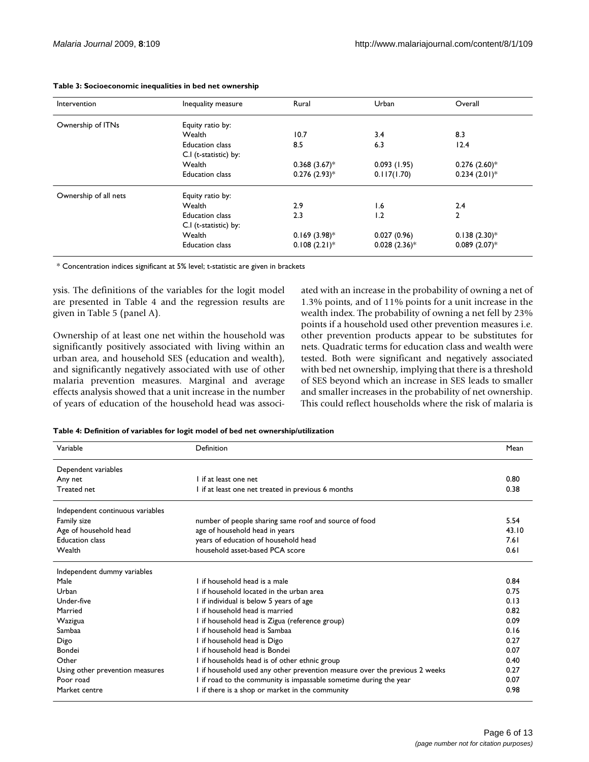**Table 3: Socioeconomic inequalities in bed net ownership**

| Intervention | Inequality measure | Rural | Urban | Overall |
| --- | --- | --- | --- | --- |
| Ownership of ITNs | Equity ratio by: | | | |
| | Wealth | 10.7 | 3.4 | 8.3 |
| | Education class | 8.5 | 6.3 | 12.4 |
| | C.I (t-statistic) by: | | | |
| | Wealth | 0.368 (3.67)* | 0.093 (1.95) | 0.276 (2.60)* |
| | Education class | 0.276 (2.93)* | 0.117(1.70) | 0.234 (2.01)* |
| Ownership of all nets | Equity ratio by: | | | |
| | Wealth | 2.9 | 1.6 | 2.4 |
| | Education class | 2.3 | 1.2 | 2 |
| | C.I (t-statistic) by: | | | |
| | Wealth | 0.169 (3.98)* | 0.027 (0.96) | 0.138 (2.30)* |
| | Education class | 0.108 (2.21)* | 0.028 (2.36)* | 0.089 (2.07)* |

* Concentration indices significant at 5% level; t-statistic are given in brackets

ysis. The definitions of the variables for the logit model are presented in Table 4 and the regression results are given in Table 5 (panel A).

Ownership of at least one net within the household was significantly positively associated with living within an urban area, and household SES (education and wealth), and significantly negatively associated with use of other malaria prevention measures. Marginal and average effects analysis showed that a unit increase in the number of years of education of the household head was associated with an increase in the probability of owning a net of 1.3% points, and of 11% points for a unit increase in the wealth index. The probability of owning a net fell by 23% points if a household used other prevention measures i.e. other prevention products appear to be substitutes for nets. Quadratic terms for education class and wealth were tested. Both were significant and negatively associated with bed net ownership, implying that there is a threshold of SES beyond which an increase in SES leads to smaller and smaller increases in the probability of net ownership. This could reflect households where the risk of malaria is

**Table 4: Definition of variables for logit model of bed net ownership/utilization**

| Variable | Definition | Mean |
| --- | --- | --- |
| Dependent variables | | |
| Any net | 1 if at least one net | 0.80 |
| Treated net | 1 if at least one net treated in previous 6 months | 0.38 |
| Independent continuous variables | | |
| Family size | number of people sharing same roof and source of food | 5.54 |
| Age of household head | age of household head in years | 43.10 |
| Education class | years of education of household head | 7.61 |
| Wealth | household asset-based PCA score | 0.61 |
| Independent dummy variables | | |
| Male | 1 if household head is a male | 0.84 |
| Urban | 1 if household located in the urban area | 0.75 |
| Under-five | 1 if individual is below 5 years of age | 0.13 |
| Married | 1 if household head is married | 0.82 |
| Wazigua | 1 if household head is Zigua (reference group) | 0.09 |
| Sambaa | 1 if household head is Sambaa | 0.16 |
| Digo | 1 if household head is Digo | 0.27 |
| Bondei | 1 if household head is Bondei | 0.07 |
| Other | 1 if households head is of other ethnic group | 0.40 |
| Using other prevention measures | 1 if household used any other prevention measure over the previous 2 weeks | 0.27 |
| Poor road | 1 if road to the community is impassable sometime during the year | 0.07 |
| Market centre | 1 if there is a shop or market in the community | 0.98 |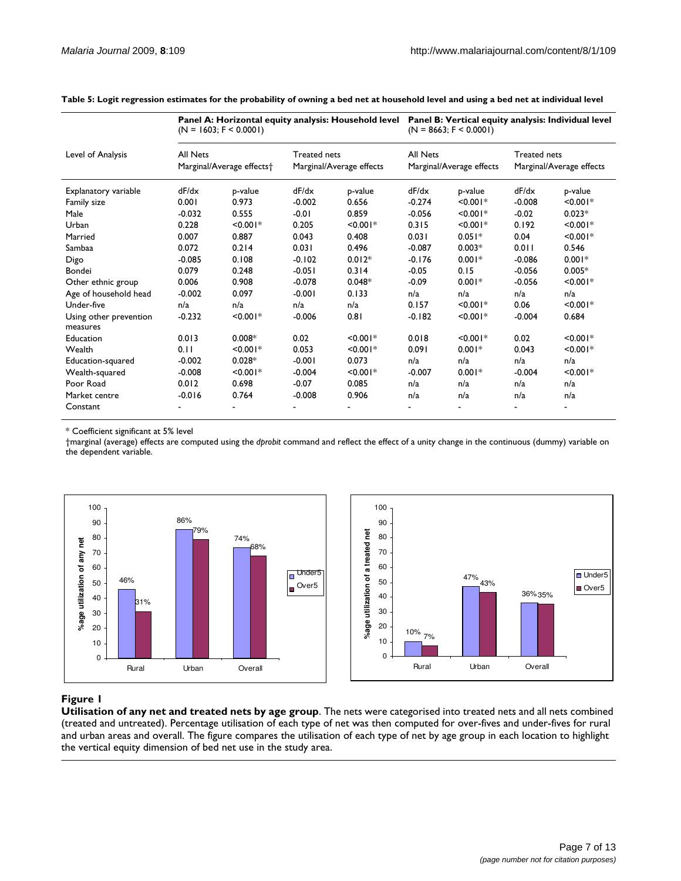**Table 5: Logit regression estimates for the probability of owning a bed net at household level and using a bed net at individual level**

| Level of Analysis | Panel A: Horizontal equity analysis: Household level (N = 1603; F < 0.0001) | | | | Panel B: Vertical equity analysis: Individual level (N = 8663; F < 0.0001) | | | |
|---|---|---|---|---|---|---|---|---|
| | All Nets Marginal/Average effects† | | Treated nets Marginal/Average effects | | All Nets Marginal/Average effects | | Treated nets Marginal/Average effects | |
| Explanatory variable | dF/dx | p-value | dF/dx | p-value | dF/dx | p-value | dF/dx | p-value |
| Family size | 0.001 | 0.973 | -0.002 | 0.656 | -0.274 | <0.001* | -0.008 | <0.001* |
| Male | -0.032 | 0.555 | -0.01 | 0.859 | -0.056 | <0.001* | -0.02 | 0.023* |
| Urban | 0.228 | <0.001* | 0.205 | <0.001* | 0.315 | <0.001* | 0.192 | <0.001* |
| Married | 0.007 | 0.887 | 0.043 | 0.408 | 0.031 | 0.051* | 0.04 | <0.001* |
| Sambaa | 0.072 | 0.214 | 0.031 | 0.496 | -0.087 | 0.003* | 0.011 | 0.546 |
| Digo | -0.085 | 0.108 | -0.102 | 0.012* | -0.176 | 0.001* | -0.086 | 0.001* |
| Bondei | 0.079 | 0.248 | -0.051 | 0.314 | -0.05 | 0.15 | -0.056 | 0.005* |
| Other ethnic group | 0.006 | 0.908 | -0.078 | 0.048* | -0.09 | 0.001* | -0.056 | <0.001* |
| Age of household head | -0.002 | 0.097 | -0.001 | 0.133 | n/a | n/a | n/a | n/a |
| Under-five | n/a | n/a | n/a | n/a | 0.157 | <0.001* | 0.06 | <0.001* |
| Using other prevention measures | -0.232 | <0.001* | -0.006 | 0.81 | -0.182 | <0.001* | -0.004 | 0.684 |
| Education | 0.013 | 0.008* | 0.02 | <0.001* | 0.018 | <0.001* | 0.02 | <0.001* |
| Wealth | 0.11 | <0.001* | 0.053 | <0.001* | 0.091 | 0.001* | 0.043 | <0.001* |
| Education-squared | -0.002 | 0.028* | -0.001 | 0.073 | n/a | n/a | n/a | n/a |
| Wealth-squared | -0.008 | <0.001* | -0.004 | <0.001* | -0.007 | 0.001* | -0.004 | <0.001* |
| Poor Road | 0.012 | 0.698 | -0.07 | 0.085 | n/a | n/a | n/a | n/a |
| Market centre | -0.016 | 0.764 | -0.008 | 0.906 | n/a | n/a | n/a | n/a |
| Constant | - | - | - | - | - | - | - | - |

\* Coefficient significant at 5% level

†marginal (average) effects are computed using the *dprobit* command and reflect the effect of a unity change in the continuous (dummy) variable on the dependent variable.

**Figure 1**

**Utilisation of any net and treated nets by age group**. The nets were categorised into treated nets and all nets combined (treated and untreated). Percentage utilisation of each type of net was then computed for over-fives and under-fives for rural and urban areas and overall. The figure compares the utilisation of each type of net by age group in each location to highlight the vertical equity dimension of bed net use in the study area.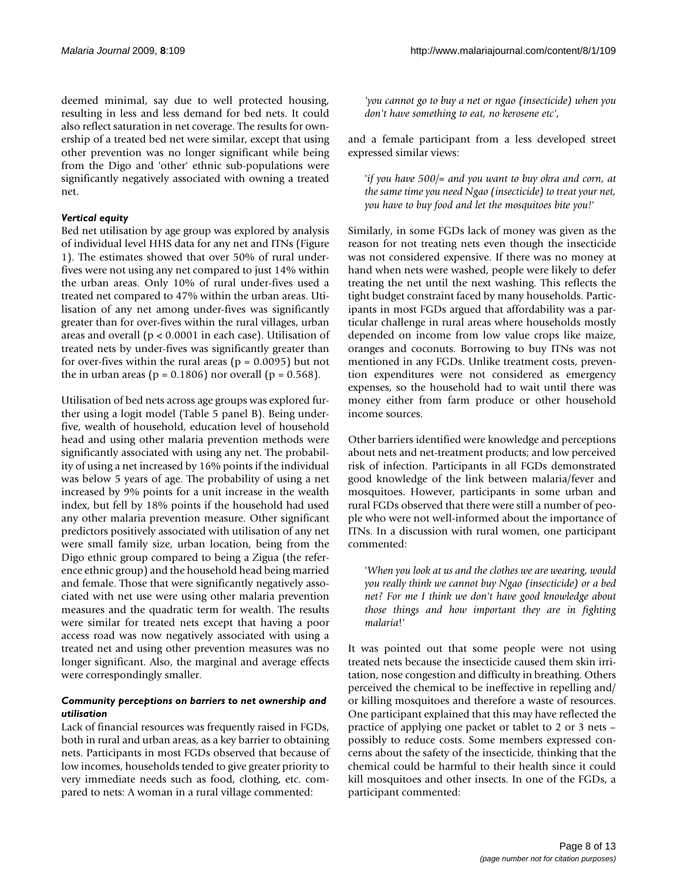deemed minimal, say due to well protected housing, resulting in less and less demand for bed nets. It could also reflect saturation in net coverage. The results for ownership of a treated bed net were similar, except that using other prevention was no longer significant while being from the Digo and 'other' ethnic sub-populations were significantly negatively associated with owning a treated net.

### *Vertical equity*

Bed net utilisation by age group was explored by analysis of individual level HHS data for any net and ITNs (Figure 1). The estimates showed that over 50% of rural under-fives were not using any net compared to just 14% within the urban areas. Only 10% of rural under-fives used a treated net compared to 47% within the urban areas. Utilisation of any net among under-fives was significantly greater than for over-fives within the rural villages, urban areas and overall ($p < 0.0001$ in each case). Utilisation of treated nets by under-fives was significantly greater than for over-fives within the rural areas ($p = 0.0095$) but not the in urban areas ($p = 0.1806$) nor overall ($p = 0.568$).

Utilisation of bed nets across age groups was explored further using a logit model (Table 5 panel B). Being under-five, wealth of household, education level of household head and using other malaria prevention methods were significantly associated with using any net. The probability of using a net increased by 16% points if the individual was below 5 years of age. The probability of using a net increased by 9% points for a unit increase in the wealth index, but fell by 18% points if the household had used any other malaria prevention measure. Other significant predictors positively associated with utilisation of any net were small family size, urban location, being from the Digo ethnic group compared to being a Zigua (the reference ethnic group) and the household head being married and female. Those that were significantly negatively associated with net use were using other malaria prevention measures and the quadratic term for wealth. The results were similar for treated nets except that having a poor access road was now negatively associated with using a treated net and using other prevention measures was no longer significant. Also, the marginal and average effects were correspondingly smaller.

### *Community perceptions on barriers to net ownership and utilisation*

Lack of financial resources was frequently raised in FGDs, both in rural and urban areas, as a key barrier to obtaining nets. Participants in most FGDs observed that because of low incomes, households tended to give greater priority to very immediate needs such as food, clothing, etc. compared to nets: A woman in a rural village commented:

> *'you cannot go to buy a net or ngao (insecticide) when you don't have something to eat, no kerosene etc',*

and a female participant from a less developed street expressed similar views:

> '*if you have 500/= and you want to buy okra and corn, at the same time you need Ngao (insecticide) to treat your net, you have to buy food and let the mosquitoes bite you!*'

Similarly, in some FGDs lack of money was given as the reason for not treating nets even though the insecticide was not considered expensive. If there was no money at hand when nets were washed, people were likely to defer treating the net until the next washing. This reflects the tight budget constraint faced by many households. Participants in most FGDs argued that affordability was a particular challenge in rural areas where households mostly depended on income from low value crops like maize, oranges and coconuts. Borrowing to buy ITNs was not mentioned in any FGDs. Unlike treatment costs, prevention expenditures were not considered as emergency expenses, so the household had to wait until there was money either from farm produce or other household income sources.

Other barriers identified were knowledge and perceptions about nets and net-treatment products; and low perceived risk of infection. Participants in all FGDs demonstrated good knowledge of the link between malaria/fever and mosquitoes. However, participants in some urban and rural FGDs observed that there were still a number of people who were not well-informed about the importance of ITNs. In a discussion with rural women, one participant commented:

> '*When you look at us and the clothes we are wearing, would you really think we cannot buy Ngao (insecticide) or a bed net? For me I think we don't have good knowledge about those things and how important they are in fighting malaria*!'

It was pointed out that some people were not using treated nets because the insecticide caused them skin irritation, nose congestion and difficulty in breathing. Others perceived the chemical to be ineffective in repelling and/or killing mosquitoes and therefore a waste of resources. One participant explained that this may have reflected the practice of applying one packet or tablet to 2 or 3 nets – possibly to reduce costs. Some members expressed concerns about the safety of the insecticide, thinking that the chemical could be harmful to their health since it could kill mosquitoes and other insects. In one of the FGDs, a participant commented: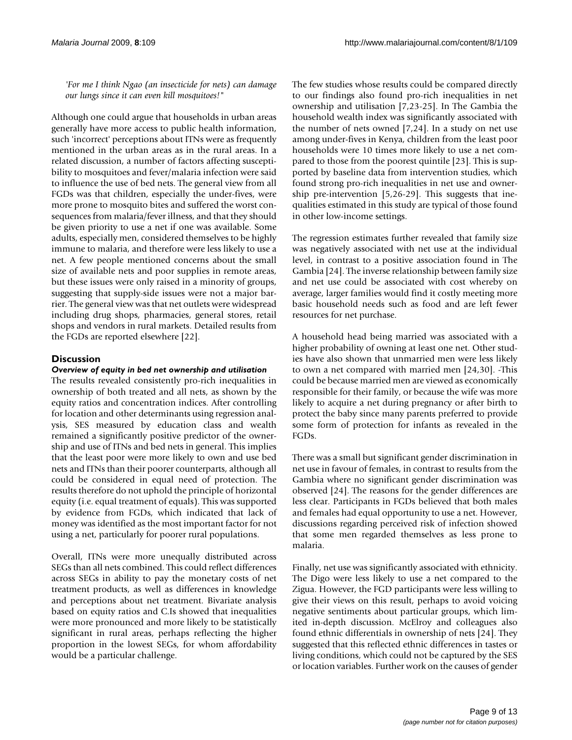*'For me I think Ngao (an insecticide for nets) can damage our lungs since it can even kill mosquitoes!"*

Although one could argue that households in urban areas generally have more access to public health information, such 'incorrect' perceptions about ITNs were as frequently mentioned in the urban areas as in the rural areas. In a related discussion, a number of factors affecting susceptibility to mosquitoes and fever/malaria infection were said to influence the use of bed nets. The general view from all FGDs was that children, especially the under-fives, were more prone to mosquito bites and suffered the worst consequences from malaria/fever illness, and that they should be given priority to use a net if one was available. Some adults, especially men, considered themselves to be highly immune to malaria, and therefore were less likely to use a net. A few people mentioned concerns about the small size of available nets and poor supplies in remote areas, but these issues were only raised in a minority of groups, suggesting that supply-side issues were not a major barrier. The general view was that net outlets were widespread including drug shops, pharmacies, general stores, retail shops and vendors in rural markets. Detailed results from the FGDs are reported elsewhere [22].

## Discussion

### Overview of equity in bed net ownership and utilisation

The results revealed consistently pro-rich inequalities in ownership of both treated and all nets, as shown by the equity ratios and concentration indices. After controlling for location and other determinants using regression analysis, SES measured by education class and wealth remained a significantly positive predictor of the ownership and use of ITNs and bed nets in general. This implies that the least poor were more likely to own and use bed nets and ITNs than their poorer counterparts, although all could be considered in equal need of protection. The results therefore do not uphold the principle of horizontal equity (i.e. equal treatment of equals). This was supported by evidence from FGDs, which indicated that lack of money was identified as the most important factor for not using a net, particularly for poorer rural populations.

Overall, ITNs were more unequally distributed across SEGs than all nets combined. This could reflect differences across SEGs in ability to pay the monetary costs of net treatment products, as well as differences in knowledge and perceptions about net treatment. Bivariate analysis based on equity ratios and C.Is showed that inequalities were more pronounced and more likely to be statistically significant in rural areas, perhaps reflecting the higher proportion in the lowest SEGs, for whom affordability would be a particular challenge.

The few studies whose results could be compared directly to our findings also found pro-rich inequalities in net ownership and utilisation [7,23-25]. In The Gambia the household wealth index was significantly associated with the number of nets owned [7,24]. In a study on net use among under-fives in Kenya, children from the least poor households were 10 times more likely to use a net compared to those from the poorest quintile [23]. This is supported by baseline data from intervention studies, which found strong pro-rich inequalities in net use and ownership pre-intervention [5,26-29]. This suggests that inequalities estimated in this study are typical of those found in other low-income settings.

The regression estimates further revealed that family size was negatively associated with net use at the individual level, in contrast to a positive association found in The Gambia [24]. The inverse relationship between family size and net use could be associated with cost whereby on average, larger families would find it costly meeting more basic household needs such as food and are left fewer resources for net purchase.

A household head being married was associated with a higher probability of owning at least one net. Other studies have also shown that unmarried men were less likely to own a net compared with married men [24,30]. -This could be because married men are viewed as economically responsible for their family, or because the wife was more likely to acquire a net during pregnancy or after birth to protect the baby since many parents preferred to provide some form of protection for infants as revealed in the FGDs.

There was a small but significant gender discrimination in net use in favour of females, in contrast to results from the Gambia where no significant gender discrimination was observed [24]. The reasons for the gender differences are less clear. Participants in FGDs believed that both males and females had equal opportunity to use a net. However, discussions regarding perceived risk of infection showed that some men regarded themselves as less prone to malaria.

Finally, net use was significantly associated with ethnicity. The Digo were less likely to use a net compared to the Zigua. However, the FGD participants were less willing to give their views on this result, perhaps to avoid voicing negative sentiments about particular groups, which limited in-depth discussion. McElroy and colleagues also found ethnic differentials in ownership of nets [24]. They suggested that this reflected ethnic differences in tastes or living conditions, which could not be captured by the SES or location variables. Further work on the causes of gender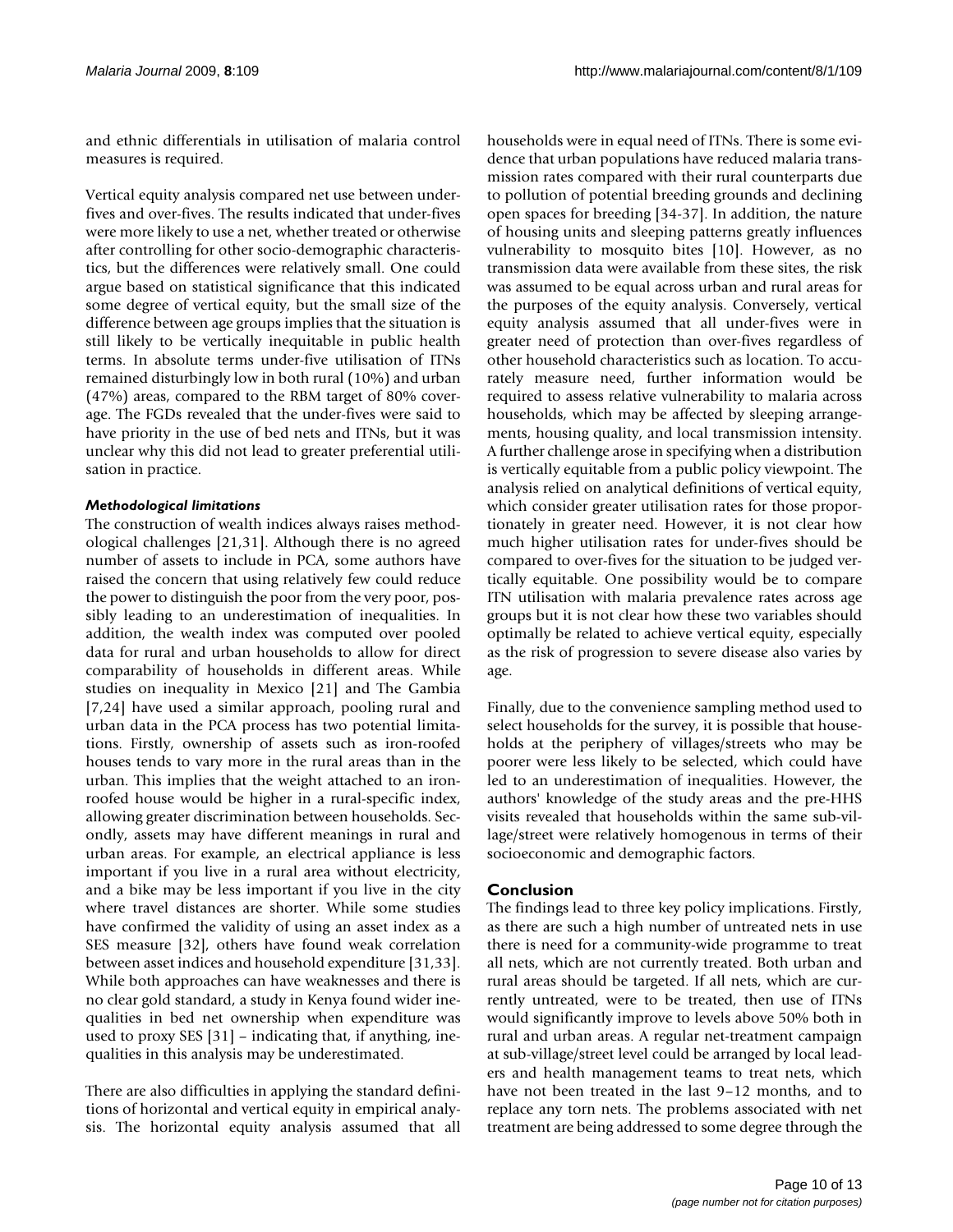and ethnic differentials in utilisation of malaria control measures is required.

Vertical equity analysis compared net use between under-fives and over-fives. The results indicated that under-fives were more likely to use a net, whether treated or otherwise after controlling for other socio-demographic characteristics, but the differences were relatively small. One could argue based on statistical significance that this indicated some degree of vertical equity, but the small size of the difference between age groups implies that the situation is still likely to be vertically inequitable in public health terms. In absolute terms under-five utilisation of ITNs remained disturbingly low in both rural (10%) and urban (47%) areas, compared to the RBM target of 80% coverage. The FGDs revealed that the under-fives were said to have priority in the use of bed nets and ITNs, but it was unclear why this did not lead to greater preferential utilisation in practice.

### *Methodological limitations*

The construction of wealth indices always raises methodological challenges [21,31]. Although there is no agreed number of assets to include in PCA, some authors have raised the concern that using relatively few could reduce the power to distinguish the poor from the very poor, possibly leading to an underestimation of inequalities. In addition, the wealth index was computed over pooled data for rural and urban households to allow for direct comparability of households in different areas. While studies on inequality in Mexico [21] and The Gambia [7,24] have used a similar approach, pooling rural and urban data in the PCA process has two potential limitations. Firstly, ownership of assets such as iron-roofed houses tends to vary more in the rural areas than in the urban. This implies that the weight attached to an iron-roofed house would be higher in a rural-specific index, allowing greater discrimination between households. Secondly, assets may have different meanings in rural and urban areas. For example, an electrical appliance is less important if you live in a rural area without electricity, and a bike may be less important if you live in the city where travel distances are shorter. While some studies have confirmed the validity of using an asset index as a SES measure [32], others have found weak correlation between asset indices and household expenditure [31,33]. While both approaches can have weaknesses and there is no clear gold standard, a study in Kenya found wider inequalities in bed net ownership when expenditure was used to proxy SES [31] – indicating that, if anything, inequalities in this analysis may be underestimated.

There are also difficulties in applying the standard definitions of horizontal and vertical equity in empirical analysis. The horizontal equity analysis assumed that all households were in equal need of ITNs. There is some evidence that urban populations have reduced malaria transmission rates compared with their rural counterparts due to pollution of potential breeding grounds and declining open spaces for breeding [34-37]. In addition, the nature of housing units and sleeping patterns greatly influences vulnerability to mosquito bites [10]. However, as no transmission data were available from these sites, the risk was assumed to be equal across urban and rural areas for the purposes of the equity analysis. Conversely, vertical equity analysis assumed that all under-fives were in greater need of protection than over-fives regardless of other household characteristics such as location. To accurately measure need, further information would be required to assess relative vulnerability to malaria across households, which may be affected by sleeping arrangements, housing quality, and local transmission intensity. A further challenge arose in specifying when a distribution is vertically equitable from a public policy viewpoint. The analysis relied on analytical definitions of vertical equity, which consider greater utilisation rates for those proportionately in greater need. However, it is not clear how much higher utilisation rates for under-fives should be compared to over-fives for the situation to be judged vertically equitable. One possibility would be to compare ITN utilisation with malaria prevalence rates across age groups but it is not clear how these two variables should optimally be related to achieve vertical equity, especially as the risk of progression to severe disease also varies by age.

Finally, due to the convenience sampling method used to select households for the survey, it is possible that households at the periphery of villages/streets who may be poorer were less likely to be selected, which could have led to an underestimation of inequalities. However, the authors' knowledge of the study areas and the pre-HHS visits revealed that households within the same sub-village/street were relatively homogenous in terms of their socioeconomic and demographic factors.

## Conclusion

The findings lead to three key policy implications. Firstly, as there are such a high number of untreated nets in use there is need for a community-wide programme to treat all nets, which are not currently treated. Both urban and rural areas should be targeted. If all nets, which are currently untreated, were to be treated, then use of ITNs would significantly improve to levels above 50% both in rural and urban areas. A regular net-treatment campaign at sub-village/street level could be arranged by local leaders and health management teams to treat nets, which have not been treated in the last 9–12 months, and to replace any torn nets. The problems associated with net treatment are being addressed to some degree through the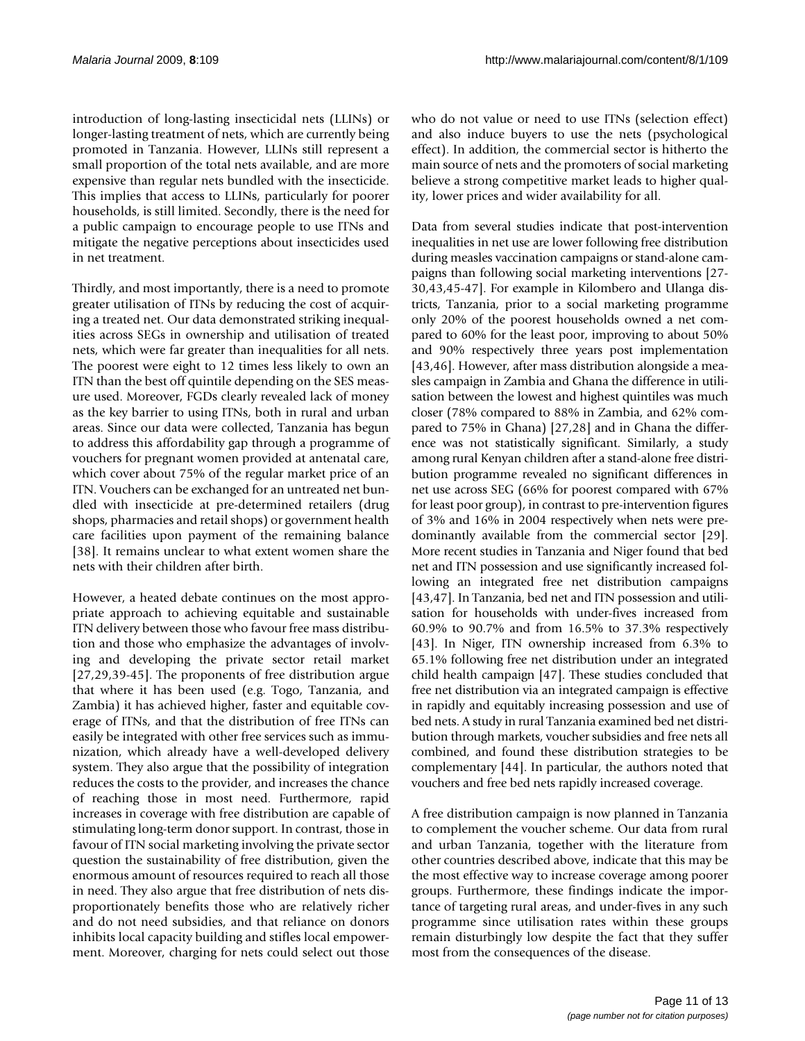introduction of long-lasting insecticidal nets (LLINs) or longer-lasting treatment of nets, which are currently being promoted in Tanzania. However, LLINs still represent a small proportion of the total nets available, and are more expensive than regular nets bundled with the insecticide. This implies that access to LLINs, particularly for poorer households, is still limited. Secondly, there is the need for a public campaign to encourage people to use ITNs and mitigate the negative perceptions about insecticides used in net treatment.

Thirdly, and most importantly, there is a need to promote greater utilisation of ITNs by reducing the cost of acquiring a treated net. Our data demonstrated striking inequalities across SEGs in ownership and utilisation of treated nets, which were far greater than inequalities for all nets. The poorest were eight to 12 times less likely to own an ITN than the best off quintile depending on the SES measure used. Moreover, FGDs clearly revealed lack of money as the key barrier to using ITNs, both in rural and urban areas. Since our data were collected, Tanzania has begun to address this affordability gap through a programme of vouchers for pregnant women provided at antenatal care, which cover about 75% of the regular market price of an ITN. Vouchers can be exchanged for an untreated net bundled with insecticide at pre-determined retailers (drug shops, pharmacies and retail shops) or government health care facilities upon payment of the remaining balance [38]. It remains unclear to what extent women share the nets with their children after birth.

However, a heated debate continues on the most appropriate approach to achieving equitable and sustainable ITN delivery between those who favour free mass distribution and those who emphasize the advantages of involving and developing the private sector retail market [27,29,39-45]. The proponents of free distribution argue that where it has been used (e.g. Togo, Tanzania, and Zambia) it has achieved higher, faster and equitable coverage of ITNs, and that the distribution of free ITNs can easily be integrated with other free services such as immunization, which already have a well-developed delivery system. They also argue that the possibility of integration reduces the costs to the provider, and increases the chance of reaching those in most need. Furthermore, rapid increases in coverage with free distribution are capable of stimulating long-term donor support. In contrast, those in favour of ITN social marketing involving the private sector question the sustainability of free distribution, given the enormous amount of resources required to reach all those in need. They also argue that free distribution of nets disproportionately benefits those who are relatively richer and do not need subsidies, and that reliance on donors inhibits local capacity building and stifles local empowerment. Moreover, charging for nets could select out those who do not value or need to use ITNs (selection effect) and also induce buyers to use the nets (psychological effect). In addition, the commercial sector is hitherto the main source of nets and the promoters of social marketing believe a strong competitive market leads to higher quality, lower prices and wider availability for all.

Data from several studies indicate that post-intervention inequalities in net use are lower following free distribution during measles vaccination campaigns or stand-alone campaigns than following social marketing interventions [27-30,43,45-47]. For example in Kilombero and Ulanga districts, Tanzania, prior to a social marketing programme only 20% of the poorest households owned a net compared to 60% for the least poor, improving to about 50% and 90% respectively three years post implementation [43,46]. However, after mass distribution alongside a measles campaign in Zambia and Ghana the difference in utilisation between the lowest and highest quintiles was much closer (78% compared to 88% in Zambia, and 62% compared to 75% in Ghana) [27,28] and in Ghana the difference was not statistically significant. Similarly, a study among rural Kenyan children after a stand-alone free distribution programme revealed no significant differences in net use across SEG (66% for poorest compared with 67% for least poor group), in contrast to pre-intervention figures of 3% and 16% in 2004 respectively when nets were predominantly available from the commercial sector [29]. More recent studies in Tanzania and Niger found that bed net and ITN possession and use significantly increased following an integrated free net distribution campaigns [43,47]. In Tanzania, bed net and ITN possession and utilisation for households with under-fives increased from 60.9% to 90.7% and from 16.5% to 37.3% respectively [43]. In Niger, ITN ownership increased from 6.3% to 65.1% following free net distribution under an integrated child health campaign [47]. These studies concluded that free net distribution via an integrated campaign is effective in rapidly and equitably increasing possession and use of bed nets. A study in rural Tanzania examined bed net distribution through markets, voucher subsidies and free nets all combined, and found these distribution strategies to be complementary [44]. In particular, the authors noted that vouchers and free bed nets rapidly increased coverage.

A free distribution campaign is now planned in Tanzania to complement the voucher scheme. Our data from rural and urban Tanzania, together with the literature from other countries described above, indicate that this may be the most effective way to increase coverage among poorer groups. Furthermore, these findings indicate the importance of targeting rural areas, and under-fives in any such programme since utilisation rates within these groups remain disturbingly low despite the fact that they suffer most from the consequences of the disease.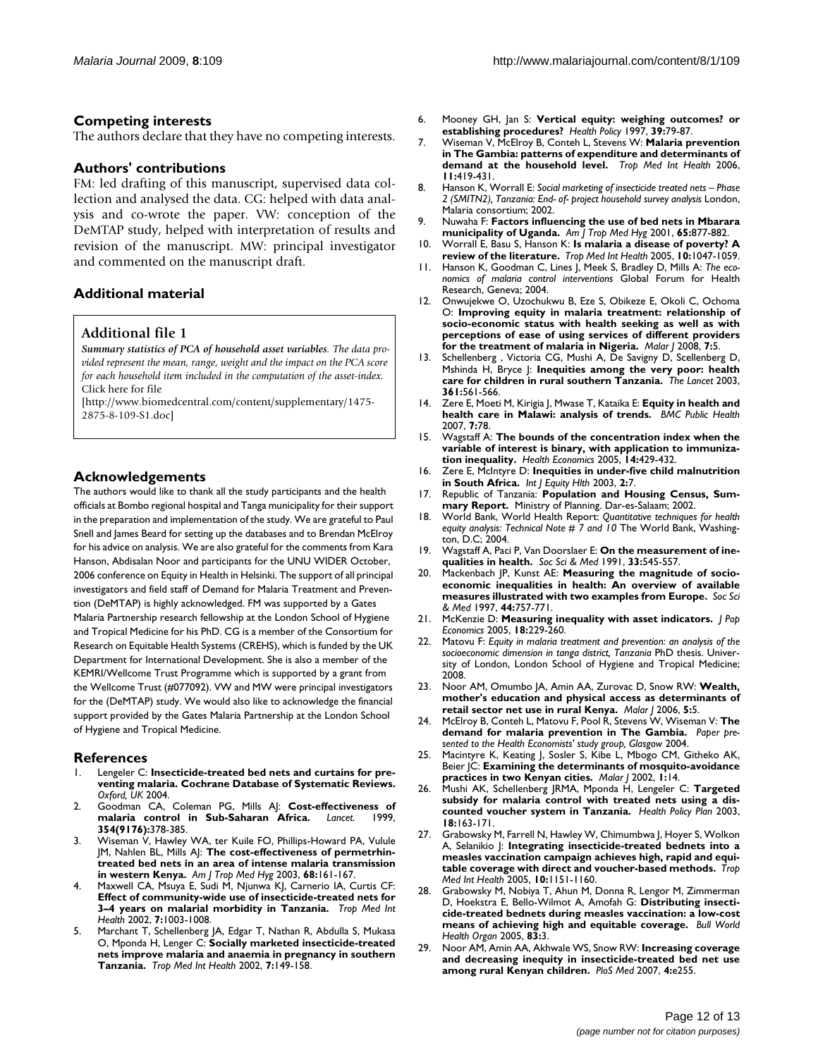## Competing interests

The authors declare that they have no competing interests.

## Authors' contributions

FM: led drafting of this manuscript, supervised data collection and analysed the data. CG: helped with data analysis and co-wrote the paper. VW: conception of the DeMTAP study, helped with interpretation of results and revision of the manuscript. MW: principal investigator and commented on the manuscript draft.

## Additional material

### Additional file 1

***Summary statistics of PCA of household asset variables****. The data provided represent the mean, range, weight and the impact on the PCA score for each household item included in the computation of the asset-index.*
Click here for file
[http://www.biomedcentral.com/content/supplementary/1475-2875-8-109-S1.doc]

## Acknowledgements

The authors would like to thank all the study participants and the health officials at Bombo regional hospital and Tanga municipality for their support in the preparation and implementation of the study. We are grateful to Paul Snell and James Beard for setting up the databases and to Brendan McElroy for his advice on analysis. We are also grateful for the comments from Kara Hanson, Abdisalan Noor and participants for the UNU WIDER October, 2006 conference on Equity in Health in Helsinki. The support of all principal investigators and field staff of Demand for Malaria Treatment and Prevention (DeMTAP) is highly acknowledged. FM was supported by a Gates Malaria Partnership research fellowship at the London School of Hygiene and Tropical Medicine for his PhD. CG is a member of the Consortium for Research on Equitable Health Systems (CREHS), which is funded by the UK Department for International Development. She is also a member of the KEMRI/Wellcome Trust Programme which is supported by a grant from the Wellcome Trust (#077092). VW and MW were principal investigators for the (DeMTAP) study. We would also like to acknowledge the financial support provided by the Gates Malaria Partnership at the London School of Hygiene and Tropical Medicine.

## References

1. Lengeler C: **Insecticide-treated bed nets and curtains for preventing malaria. Cochrane Database of Systematic Reviews.** *Oxford, UK* 2004.
2. Goodman CA, Coleman PG, Mills AJ: **Cost-effectiveness of malaria control in Sub-Saharan Africa.** *Lancet.* 1999, **354(9176):**378-385.
3. Wiseman V, Hawley WA, ter Kuile FO, Phillips-Howard PA, Vulule JM, Nahlen BL, Mills AJ: **The cost-effectiveness of permetrhin-treated bed nets in an area of intense malaria transmission in western Kenya.** *Am J Trop Med Hyg* 2003, **68:**161-167.
4. Maxwell CA, Msuya E, Sudi M, Njunwa KJ, Carnerio IA, Curtis CF: **Effect of community-wide use of insecticide-treated nets for 3–4 years on malarial morbidity in Tanzania.** *Trop Med Int Health* 2002, **7:**1003-1008.
5. Marchant T, Schellenberg JA, Edgar T, Nathan R, Abdulla S, Mukasa O, Mponda H, Lenger C: **Socially marketed insecticide-treated nets improve malaria and anaemia in pregnancy in southern Tanzania.** *Trop Med Int Health* 2002, **7:**149-158.
6. Mooney GH, Jan S: **Vertical equity: weighing outcomes? or establishing procedures?** *Health Policy* 1997, **39:**79-87.
7. Wiseman V, McElroy B, Conteh L, Stevens W: **Malaria prevention in The Gambia: patterns of expenditure and determinants of demand at the household level.** *Trop Med Int Health* 2006, **11:**419-431.
8. Hanson K, Worrall E: *Social marketing of insecticide treated nets – Phase 2 (SMITN2), Tanzania: End- of- project household survey analysis* London, Malaria consortium; 2002.
9. Nuwaha F: **Factors influencing the use of bed nets in Mbarara municipality of Uganda.** *Am J Trop Med Hyg* 2001, **65:**877-882.
10. Worrall E, Basu S, Hanson K: **Is malaria a disease of poverty? A review of the literature.** *Trop Med Int Health* 2005, **10:**1047-1059.
11. Hanson K, Goodman C, Lines J, Meek S, Bradley D, Mills A: *The economics of malaria control interventions* Global Forum for Health Research, Geneva; 2004.
12. Onwujekwe O, Uzochukwu B, Eze S, Obikeze E, Okoli C, Ochoma O: **Improving equity in malaria treatment: relationship of socio-economic status with health seeking as well as with perceptions of ease of using services of different providers for the treatment of malaria in Nigeria.** *Malar J* 2008, **7:**5.
13. Schellenberg , Victoria CG, Mushi A, De Savigny D, Scellenberg D, Mshinda H, Bryce J: **Inequities among the very poor: health care for children in rural southern Tanzania.** *The Lancet* 2003, **361:**561-566.
14. Zere E, Moeti M, Kirigia J, Mwase T, Kataika E: **Equity in health and health care in Malawi: analysis of trends.** *BMC Public Health* 2007, **7:**78.
15. Wagstaff A: **The bounds of the concentration index when the variable of interest is binary, with application to immunization inequality.** *Health Economics* 2005, **14:**429-432.
16. Zere E, McIntyre D: **Inequities in under-five child malnutrition in South Africa.** *Int J Equity Hlth* 2003, **2:**7.
17. Republic of Tanzania: **Population and Housing Census, Summary Report.** Ministry of Planning. Dar-es-Salaam; 2002.
18. World Bank, World Health Report: *Quantitative techniques for health equity analysis: Technical Note # 7 and 10* The World Bank, Washington, D.C; 2004.
19. Wagstaff A, Paci P, Van Doorslaer E: **On the measurement of inequalities in health.** *Soc Sci & Med* 1991, **33:**545-557.
20. Mackenbach JP, Kunst AE: **Measuring the magnitude of socio-economic inequalities in health: An overview of available measures illustrated with two examples from Europe.** *Soc Sci & Med* 1997, **44:**757-771.
21. McKenzie D: **Measuring inequality with asset indicators.** *J Pop Economics* 2005, **18:**229-260.
22. Matovu F: *Equity in malaria treatment and prevention: an analysis of the socioeconomic dimension in tanga district, Tanzania* PhD thesis. University of London, London School of Hygiene and Tropical Medicine; 2008.
23. Noor AM, Omumbo JA, Amin AA, Zurovac D, Snow RW: **Wealth, mother's education and physical access as determinants of retail sector net use in rural Kenya.** *Malar J* 2006, **5:**5.
24. McElroy B, Conteh L, Matovu F, Pool R, Stevens W, Wiseman V: **The demand for malaria prevention in The Gambia.** *Paper presented to the Health Economists' study group, Glasgow* 2004.
25. Macintyre K, Keating J, Sosler S, Kibe L, Mbogo CM, Githeko AK, Beier JC: **Examining the determinants of mosquito-avoidance practices in two Kenyan cities.** *Malar J* 2002, **1:**14.
26. Mushi AK, Schellenberg JRMA, Mponda H, Lengeler C: **Targeted subsidy for malaria control with treated nets using a discounted voucher system in Tanzania.** *Health Policy Plan* 2003, **18:**163-171.
27. Grabowsky M, Farrell N, Hawley W, Chimumbwa J, Hoyer S, Wolkon A, Selanikio J: **Integrating insecticide-treated bednets into a measles vaccination campaign achieves high, rapid and equitable coverage with direct and voucher-based methods.** *Trop Med Int Health* 2005, **10:**1151-1160.
28. Grabowsky M, Nobiya T, Ahun M, Donna R, Lengor M, Zimmerman D, Hoekstra E, Bello-Wilmot A, Amofah G: **Distributing insecticide-treated bednets during measles vaccination: a low-cost means of achieving high and equitable coverage.** *Bull World Health Organ* 2005, **83:**3.
29. Noor AM, Amin AA, Akhwale WS, Snow RW: **Increasing coverage and decreasing inequity in insecticide-treated bed net use among rural Kenyan children.** *PloS Med* 2007, **4:**e255.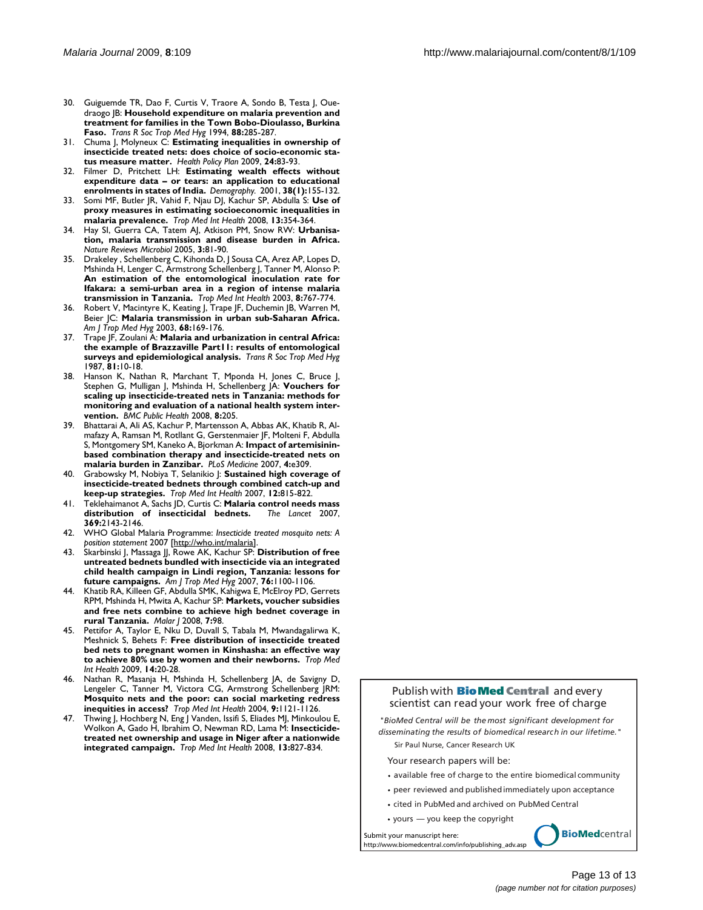30. Guiguemde TR, Dao F, Curtis V, Traore A, Sondo B, Testa J, Ouedraogo JB: **Household expenditure on malaria prevention and treatment for families in the Town Bobo-Dioulasso, Burkina Faso.** *Trans R Soc Trop Med Hyg* 1994, **88:**285-287.
31. Chuma J, Molyneux C: **Estimating inequalities in ownership of insecticide treated nets: does choice of socio-economic status measure matter.** *Health Policy Plan* 2009, **24:**83-93.
32. Filmer D, Pritchett LH: **Estimating wealth effects without expenditure data – or tears: an application to educational enrolments in states of India.** *Demography.* 2001, **38(1):**155-132.
33. Somi MF, Butler JR, Vahid F, Njau DJ, Kachur SP, Abdulla S: **Use of proxy measures in estimating socioeconomic inequalities in malaria prevalence.** *Trop Med Int Health* 2008, **13:**354-364.
34. Hay SI, Guerra CA, Tatem AJ, Atkison PM, Snow RW: **Urbanisation, malaria transmission and disease burden in Africa.** *Nature Reviews Microbiol* 2005, **3:**81-90.
35. Drakeley , Schellenberg C, Kihonda D, J Sousa CA, Arez AP, Lopes D, Mshinda H, Lenger C, Armstrong Schellenberg J, Tanner M, Alonso P: **An estimation of the entomological inoculation rate for Ifakara: a semi-urban area in a region of intense malaria transmission in Tanzania.** *Trop Med Int Health* 2003, **8:**767-774.
36. Robert V, Macintyre K, Keating J, Trape JF, Duchemin JB, Warren M, Beier JC: **Malaria transmission in urban sub-Saharan Africa.** *Am J Trop Med Hyg* 2003, **68:**169-176.
37. Trape JF, Zoulani A: **Malaria and urbanization in central Africa: the example of Brazzaville Part11: results of entomological surveys and epidemiological analysis.** *Trans R Soc Trop Med Hyg* 1987, **81:**10-18.
38. Hanson K, Nathan R, Marchant T, Mponda H, Jones C, Bruce J, Stephen G, Mulligan J, Mshinda H, Schellenberg JA: **Vouchers for scaling up insecticide-treated nets in Tanzania: methods for monitoring and evaluation of a national health system intervention.** *BMC Public Health* 2008, **8:**205.
39. Bhattarai A, Ali AS, Kachur P, Martensson A, Abbas AK, Khatib R, Al-mafazy A, Ramsan M, Rotllant G, Gerstenmaier JF, Molteni F, Abdulla S, Montgomery SM, Kaneko A, Bjorkman A: **Impact of artemisinin-based combination therapy and insecticide-treated nets on malaria burden in Zanzibar.** *PLoS Medicine* 2007, **4:**e309.
40. Grabowsky M, Nobiya T, Selanikio J: **Sustained high coverage of insecticide-treated bednets through combined catch-up and keep-up strategies.** *Trop Med Int Health* 2007, **12:**815-822.
41. Teklehaimanot A, Sachs JD, Curtis C: **Malaria control needs mass distribution of insecticidal bednets.** *The Lancet* 2007, **369:**2143-2146.
42. WHO Global Malaria Programme: *Insecticide treated mosquito nets: A position statement* 2007 [http://who.int/malaria].
43. Skarbinski J, Massaga JJ, Rowe AK, Kachur SP: **Distribution of free untreated bednets bundled with insecticide via an integrated child health campaign in Lindi region, Tanzania: lessons for future campaigns.** *Am J Trop Med Hyg* 2007, **76:**1100-1106.
44. Khatib RA, Killeen GF, Abdulla SMK, Kahigwa E, McElroy PD, Gerrets RPM, Mshinda H, Mwita A, Kachur SP: **Markets, voucher subsidies and free nets combine to achieve high bednet coverage in rural Tanzania.** *Malar J* 2008, **7:**98.
45. Pettifor A, Taylor E, Nku D, Duvall S, Tabala M, Mwandagalirwa K, Meshnick S, Behets F: **Free distribution of insecticide treated bed nets to pregnant women in Kinshasha: an effective way to achieve 80% use by women and their newborns.** *Trop Med Int Health* 2009, **14:**20-28.
46. Nathan R, Masanja H, Mshinda H, Schellenberg JA, de Savigny D, Lengeler C, Tanner M, Victora CG, Armstrong Schellenberg JRM: **Mosquito nets and the poor: can social marketing redress inequities in access?** *Trop Med Int Health* 2004, **9:**1121-1126.
47. Thwing J, Hochberg N, Eng J Vanden, Issifi S, Eliades MJ, Minkoulou E, Wolkon A, Gado H, Ibrahim O, Newman RD, Lama M: **Insecticide-treated net ownership and usage in Niger after a nationwide integrated campaign.** *Trop Med Int Health* 2008, **13:**827-834.

Publish with **BioMed Central** and every scientist can read your work free of charge

*"BioMed Central will be the most significant development for disseminating the results of biomedical research in our lifetime."*
Sir Paul Nurse, Cancer Research UK

Your research papers will be:

- available free of charge to the entire biomedical community
- peer reviewed and published immediately upon acceptance
- cited in PubMed and archived on PubMed Central
- yours — you keep the copyright

Submit your manuscript here:
http://www.biomedcentral.com/info/publishing_adv.asp

BioMedcentral